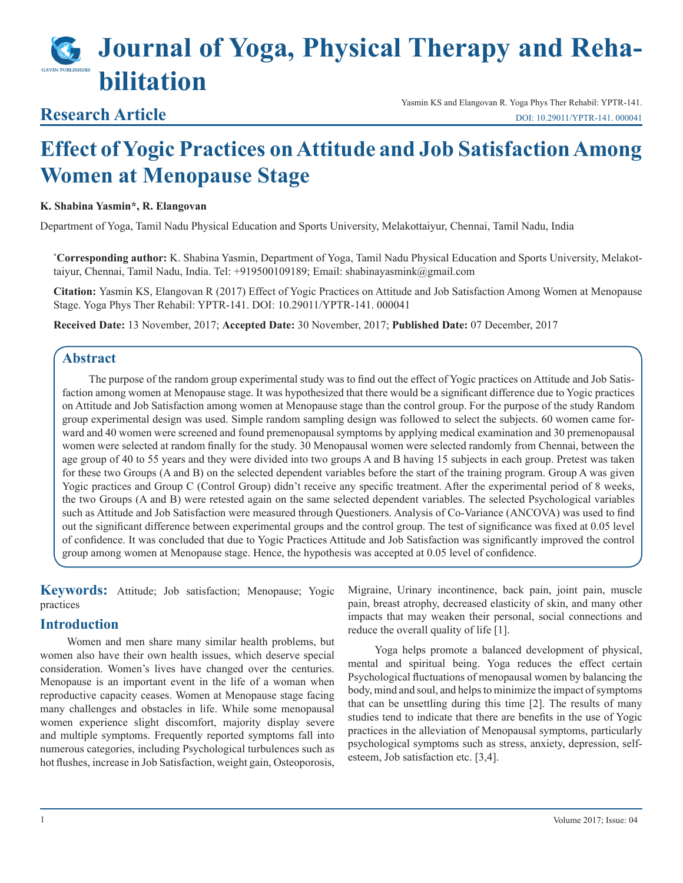# Journal of Yoga, Physical Therapy and Rehabilitation

## Research Article

Yasmin KS and Elangovan R. Yoga Phys Ther Rehabil: YPTR-141.
DOI: 10.29011/YPTR-141. 000041

# Effect of Yogic Practices on Attitude and Job Satisfaction Among Women at Menopause Stage

**K. Shabina Yasmin\*, R. Elangovan**

Department of Yoga, Tamil Nadu Physical Education and Sports University, Melakottaiyur, Chennai, Tamil Nadu, India

**\*Corresponding author:** K. Shabina Yasmin, Department of Yoga, Tamil Nadu Physical Education and Sports University, Melakottaiyur, Chennai, Tamil Nadu, India. Tel: +919500109189; Email: shabinayasmink@gmail.com

**Citation:** Yasmin KS, Elangovan R (2017) Effect of Yogic Practices on Attitude and Job Satisfaction Among Women at Menopause Stage. Yoga Phys Ther Rehabil: YPTR-141. DOI: 10.29011/YPTR-141. 000041

**Received Date:** 13 November, 2017; **Accepted Date:** 30 November, 2017; **Published Date:** 07 December, 2017

## Abstract

The purpose of the random group experimental study was to find out the effect of Yogic practices on Attitude and Job Satisfaction among women at Menopause stage. It was hypothesized that there would be a significant difference due to Yogic practices on Attitude and Job Satisfaction among women at Menopause stage than the control group. For the purpose of the study Random group experimental design was used. Simple random sampling design was followed to select the subjects. 60 women came forward and 40 women were screened and found premenopausal symptoms by applying medical examination and 30 premenopausal women were selected at random finally for the study. 30 Menopausal women were selected randomly from Chennai, between the age group of 40 to 55 years and they were divided into two groups A and B having 15 subjects in each group. Pretest was taken for these two Groups (A and B) on the selected dependent variables before the start of the training program. Group A was given Yogic practices and Group C (Control Group) didn't receive any specific treatment. After the experimental period of 8 weeks, the two Groups (A and B) were retested again on the same selected dependent variables. The selected Psychological variables such as Attitude and Job Satisfaction were measured through Questioners. Analysis of Co-Variance (ANCOVA) was used to find out the significant difference between experimental groups and the control group. The test of significance was fixed at 0.05 level of confidence. It was concluded that due to Yogic Practices Attitude and Job Satisfaction was significantly improved the control group among women at Menopause stage. Hence, the hypothesis was accepted at 0.05 level of confidence.

**Keywords:** Attitude; Job satisfaction; Menopause; Yogic practices

## Introduction

Women and men share many similar health problems, but women also have their own health issues, which deserve special consideration. Women's lives have changed over the centuries. Menopause is an important event in the life of a woman when reproductive capacity ceases. Women at Menopause stage facing many challenges and obstacles in life. While some menopausal women experience slight discomfort, majority display severe and multiple symptoms. Frequently reported symptoms fall into numerous categories, including Psychological turbulences such as hot flushes, increase in Job Satisfaction, weight gain, Osteoporosis, Migraine, Urinary incontinence, back pain, joint pain, muscle pain, breast atrophy, decreased elasticity of skin, and many other impacts that may weaken their personal, social connections and reduce the overall quality of life [1].

Yoga helps promote a balanced development of physical, mental and spiritual being. Yoga reduces the effect certain Psychological fluctuations of menopausal women by balancing the body, mind and soul, and helps to minimize the impact of symptoms that can be unsettling during this time [2]. The results of many studies tend to indicate that there are benefits in the use of Yogic practices in the alleviation of Menopausal symptoms, particularly psychological symptoms such as stress, anxiety, depression, self-esteem, Job satisfaction etc. [3,4].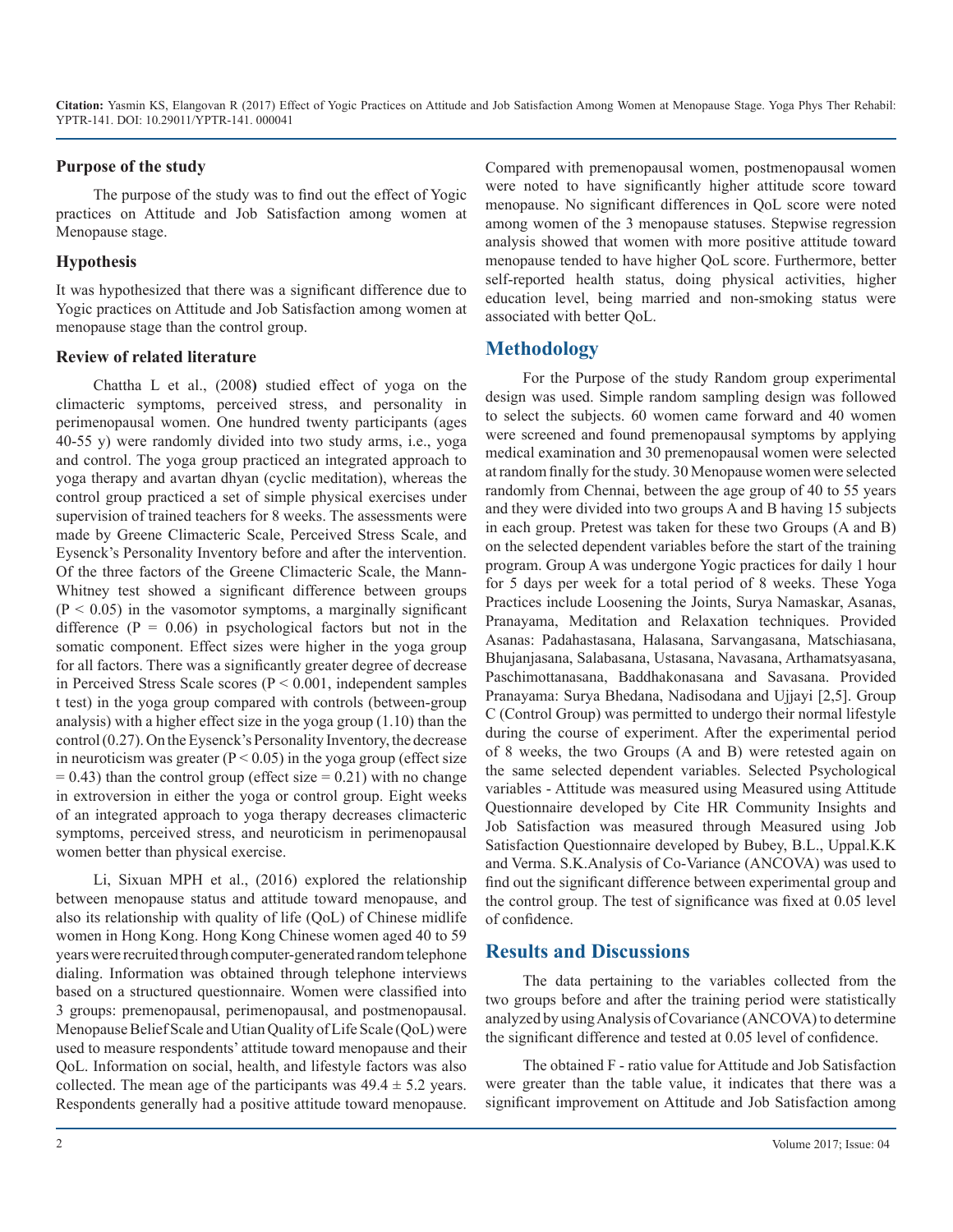### Purpose of the study

The purpose of the study was to find out the effect of Yogic practices on Attitude and Job Satisfaction among women at Menopause stage.

### Hypothesis

It was hypothesized that there was a significant difference due to Yogic practices on Attitude and Job Satisfaction among women at menopause stage than the control group.

### Review of related literature

Chattha L et al., (2008**)** studied effect of yoga on the climacteric symptoms, perceived stress, and personality in perimenopausal women. One hundred twenty participants (ages 40-55 y) were randomly divided into two study arms, i.e., yoga and control. The yoga group practiced an integrated approach to yoga therapy and avartan dhyan (cyclic meditation), whereas the control group practiced a set of simple physical exercises under supervision of trained teachers for 8 weeks. The assessments were made by Greene Climacteric Scale, Perceived Stress Scale, and Eysenck's Personality Inventory before and after the intervention. Of the three factors of the Greene Climacteric Scale, the Mann-Whitney test showed a significant difference between groups ($P < 0.05$) in the vasomotor symptoms, a marginally significant difference ($P = 0.06$) in psychological factors but not in the somatic component. Effect sizes were higher in the yoga group for all factors. There was a significantly greater degree of decrease in Perceived Stress Scale scores ($P < 0.001$, independent samples t test) in the yoga group compared with controls (between-group analysis) with a higher effect size in the yoga group (1.10) than the control (0.27). On the Eysenck's Personality Inventory, the decrease in neuroticism was greater ($P < 0.05$) in the yoga group (effect size = 0.43) than the control group (effect size = 0.21) with no change in extroversion in either the yoga or control group. Eight weeks of an integrated approach to yoga therapy decreases climacteric symptoms, perceived stress, and neuroticism in perimenopausal women better than physical exercise.

Li, Sixuan MPH et al., (2016) explored the relationship between menopause status and attitude toward menopause, and also its relationship with quality of life (QoL) of Chinese midlife women in Hong Kong. Hong Kong Chinese women aged 40 to 59 years were recruited through computer-generated random telephone dialing. Information was obtained through telephone interviews based on a structured questionnaire. Women were classified into 3 groups: premenopausal, perimenopausal, and postmenopausal. Menopause Belief Scale and Utian Quality of Life Scale (QoL) were used to measure respondents' attitude toward menopause and their QoL. Information on social, health, and lifestyle factors was also collected. The mean age of the participants was $49.4 \pm 5.2$ years. Respondents generally had a positive attitude toward menopause. Compared with premenopausal women, postmenopausal women were noted to have significantly higher attitude score toward menopause. No significant differences in QoL score were noted among women of the 3 menopause statuses. Stepwise regression analysis showed that women with more positive attitude toward menopause tended to have higher QoL score. Furthermore, better self-reported health status, doing physical activities, higher education level, being married and non-smoking status were associated with better QoL.

## Methodology

For the Purpose of the study Random group experimental design was used. Simple random sampling design was followed to select the subjects. 60 women came forward and 40 women were screened and found premenopausal symptoms by applying medical examination and 30 premenopausal women were selected at random finally for the study. 30 Menopause women were selected randomly from Chennai, between the age group of 40 to 55 years and they were divided into two groups A and B having 15 subjects in each group. Pretest was taken for these two Groups (A and B) on the selected dependent variables before the start of the training program. Group A was undergone Yogic practices for daily 1 hour for 5 days per week for a total period of 8 weeks. These Yoga Practices include Loosening the Joints, Surya Namaskar, Asanas, Pranayama, Meditation and Relaxation techniques. Provided Asanas: Padahastasana, Halasana, Sarvangasana, Matschiasana, Bhujanjasana, Salabasana, Ustasana, Navasana, Arthamatsyasana, Paschimottanasana, Baddhakonasana and Savasana. Provided Pranayama: Surya Bhedana, Nadisodana and Ujjayi [2,5]. Group C (Control Group) was permitted to undergo their normal lifestyle during the course of experiment. After the experimental period of 8 weeks, the two Groups (A and B) were retested again on the same selected dependent variables. Selected Psychological variables - Attitude was measured using Measured using Attitude Questionnaire developed by Cite HR Community Insights and Job Satisfaction was measured through Measured using Job Satisfaction Questionnaire developed by Bubey, B.L., Uppal.K.K and Verma. S.K.Analysis of Co-Variance (ANCOVA) was used to find out the significant difference between experimental group and the control group. The test of significance was fixed at 0.05 level of confidence.

## Results and Discussions

The data pertaining to the variables collected from the two groups before and after the training period were statistically analyzed by using Analysis of Covariance (ANCOVA) to determine the significant difference and tested at 0.05 level of confidence.

The obtained F - ratio value for Attitude and Job Satisfaction were greater than the table value, it indicates that there was a significant improvement on Attitude and Job Satisfaction among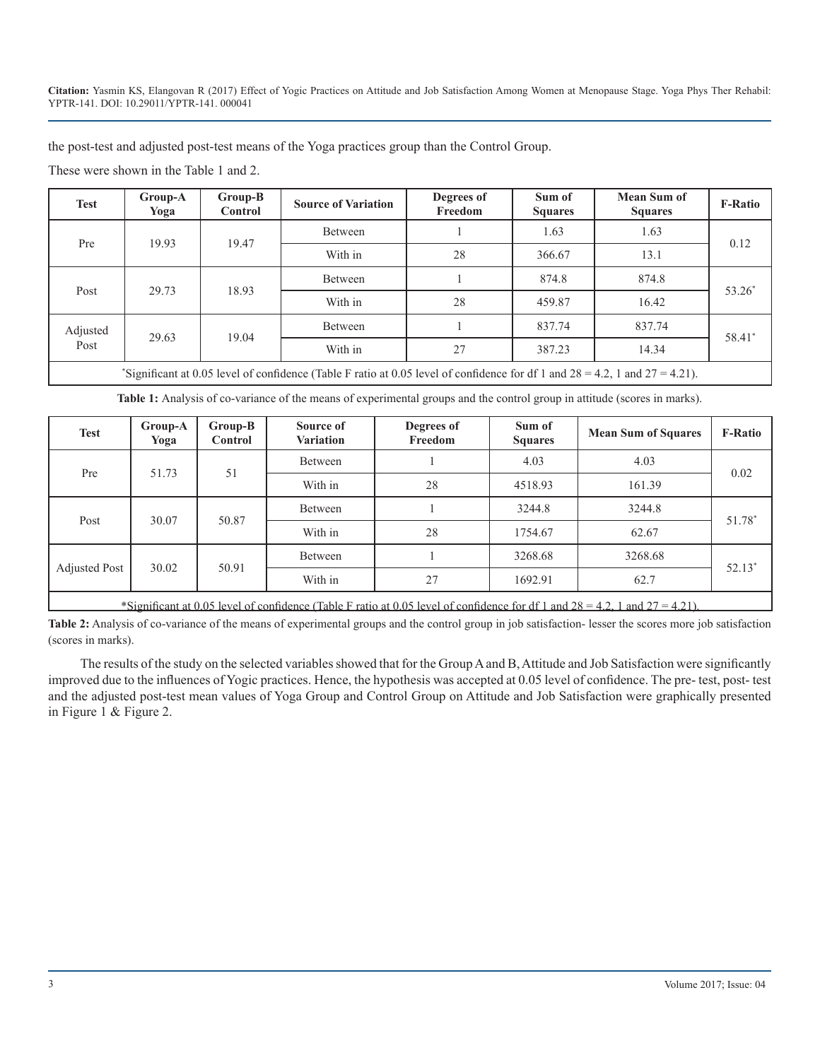the post-test and adjusted post-test means of the Yoga practices group than the Control Group.

These were shown in the Table 1 and 2.

| Test | Group-A Yoga | Group-B Control | Source of Variation | Degrees of Freedom | Sum of Squares | Mean Sum of Squares | F-Ratio |
|---|---|---|---|---|---|---|---|
| Pre | 19.93 | 19.47 | Between | 1 | 1.63 | 1.63 | 0.12 |
| | | | With in | 28 | 366.67 | 13.1 | |
| Post | 29.73 | 18.93 | Between | 1 | 874.8 | 874.8 | 53.26* |
| | | | With in | 28 | 459.87 | 16.42 | |
| Adjusted Post | 29.63 | 19.04 | Between | 1 | 837.74 | 837.74 | 58.41* |
| | | | With in | 27 | 387.23 | 14.34 | |

*Significant at 0.05 level of confidence (Table F ratio at 0.05 level of confidence for df 1 and 28 = 4.2, 1 and 27 = 4.21).

**Table 1:** Analysis of co-variance of the means of experimental groups and the control group in attitude (scores in marks).

| Test | Group-A Yoga | Group-B Control | Source of Variation | Degrees of Freedom | Sum of Squares | Mean Sum of Squares | F-Ratio |
|---|---|---|---|---|---|---|---|
| Pre | 51.73 | 51 | Between | 1 | 4.03 | 4.03 | 0.02 |
| | | | With in | 28 | 4518.93 | 161.39 | |
| Post | 30.07 | 50.87 | Between | 1 | 3244.8 | 3244.8 | 51.78* |
| | | | With in | 28 | 1754.67 | 62.67 | |
| Adjusted Post | 30.02 | 50.91 | Between | 1 | 3268.68 | 3268.68 | 52.13* |
| | | | With in | 27 | 1692.91 | 62.7 | |

*Significant at 0.05 level of confidence (Table F ratio at 0.05 level of confidence for df 1 and 28 = 4.2, 1 and 27 = 4.21).

**Table 2:** Analysis of co-variance of the means of experimental groups and the control group in job satisfaction- lesser the scores more job satisfaction (scores in marks).

The results of the study on the selected variables showed that for the Group A and B, Attitude and Job Satisfaction were significantly improved due to the influences of Yogic practices. Hence, the hypothesis was accepted at 0.05 level of confidence. The pre- test, post- test and the adjusted post-test mean values of Yoga Group and Control Group on Attitude and Job Satisfaction were graphically presented in Figure 1 & Figure 2.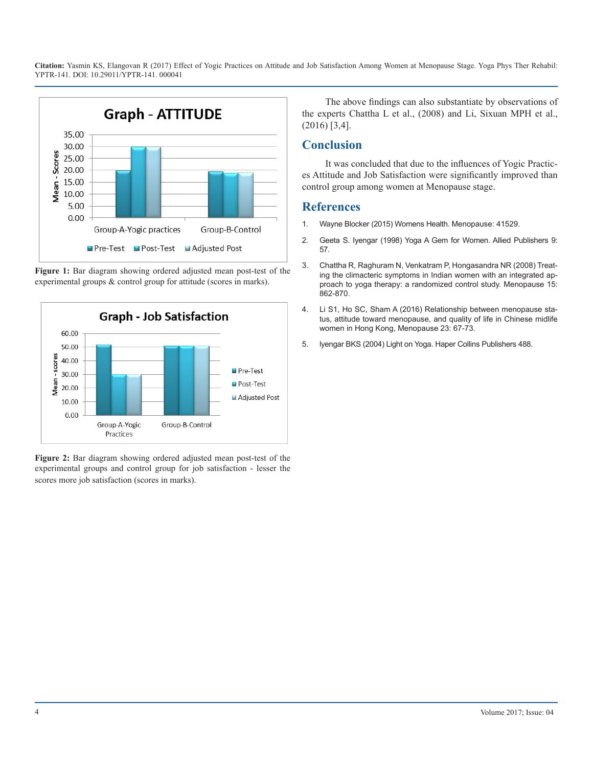Citation: Yasmin KS, Elangovan R (2017) Effect of Yogic Practices on Attitude and Job Satisfaction Among Women at Menopause Stage. Yoga Phys Ther Rehabil: YPTR-141. DOI: 10.29011/YPTR-141. 000041

Graph - ATTITUDE

Mean - Scores

35.00
30.00
25.00
20.00
15.00
10.00
5.00
0.00

Group-A-Yogic practices
Group-B-Control

Pre-Test
Post-Test
Adjusted Post

**Figure 1:** Bar diagram showing ordered adjusted mean post-test of the experimental groups & control group for attitude (scores in marks).

Graph - Job Satisfaction

Mean - scores

60.00
50.00
40.00
30.00
20.00
10.00
0.00

Group-A-Yogic Practices
Group-B-Control

Pre-Test
Post-Test
Adjusted Post

**Figure 2:** Bar diagram showing ordered adjusted mean post-test of the experimental groups and control group for job satisfaction - lesser the scores more job satisfaction (scores in marks).

The above findings can also substantiate by observations of the experts Chattha L et al., (2008) and Li, Sixuan MPH et al., (2016) [3,4].

## Conclusion

It was concluded that due to the influences of Yogic Practices Attitude and Job Satisfaction were significantly improved than control group among women at Menopause stage.

## References

1. Wayne Blocker (2015) Womens Health. Menopause: 41529.
2. Geeta S. Iyengar (1998) Yoga A Gem for Women. Allied Publishers 9: 57.
3. Chattha R, Raghuram N, Venkatram P, Hongasandra NR (2008) Treating the climacteric symptoms in Indian women with an integrated approach to yoga therapy: a randomized control study. Menopause 15: 862-870.
4. Li S1, Ho SC, Sham A (2016) Relationship between menopause status, attitude toward menopause, and quality of life in Chinese midlife women in Hong Kong, Menopause 23: 67-73.
5. Iyengar BKS (2004) Light on Yoga. Haper Collins Publishers 488.